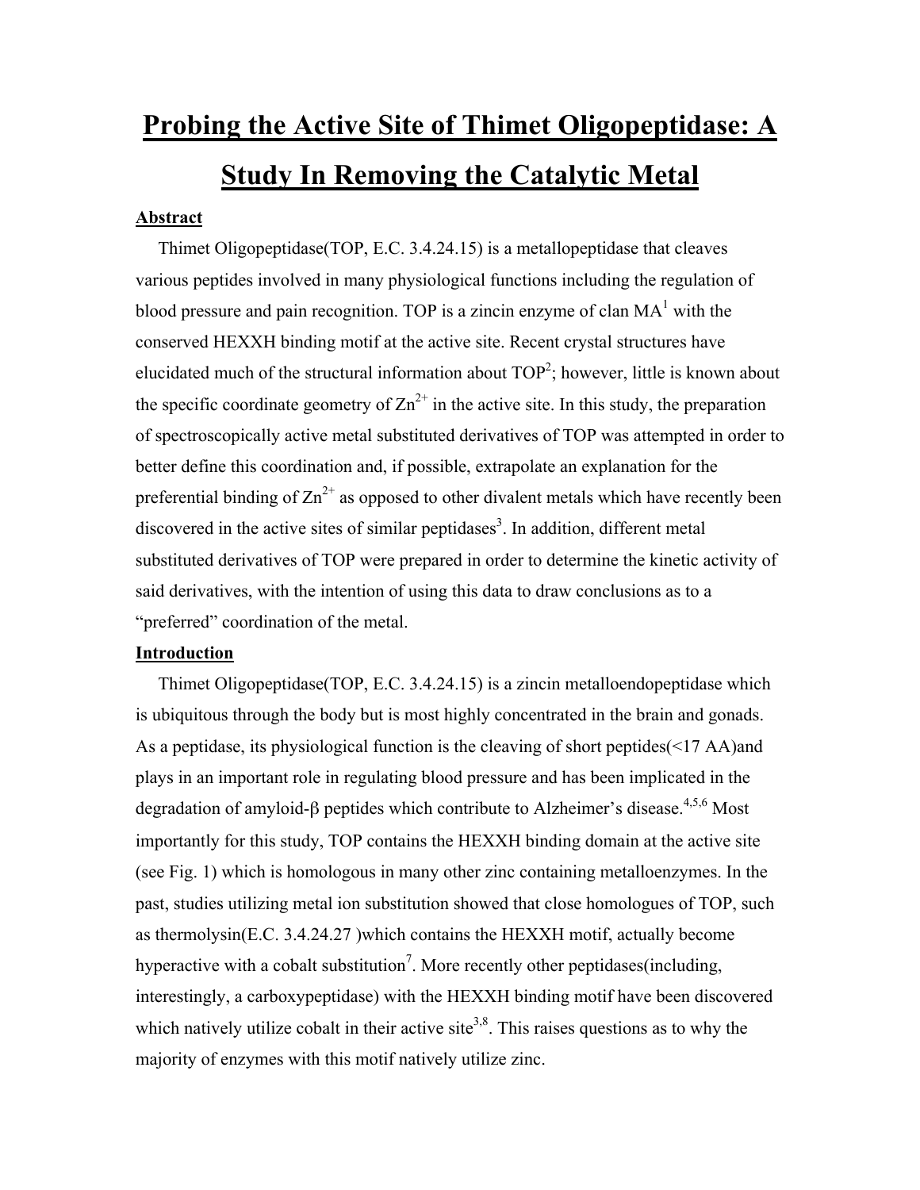# Probing the Active Site of Thimet Oligopeptidase: A Study In Removing the Catalytic Metal

## Abstract

Thimet Oligopeptidase(TOP, E.C. 3.4.24.15) is a metallopeptidase that cleaves various peptides involved in many physiological functions including the regulation of blood pressure and pain recognition. TOP is a zincin enzyme of clan MA[1] with the conserved HEXXH binding motif at the active site. Recent crystal structures have elucidated much of the structural information about TOP[2]; however, little is known about the specific coordinate geometry of $Zn^{2+}$ in the active site. In this study, the preparation of spectroscopically active metal substituted derivatives of TOP was attempted in order to better define this coordination and, if possible, extrapolate an explanation for the preferential binding of $Zn^{2+}$ as opposed to other divalent metals which have recently been discovered in the active sites of similar peptidases[3]. In addition, different metal substituted derivatives of TOP were prepared in order to determine the kinetic activity of said derivatives, with the intention of using this data to draw conclusions as to a "preferred" coordination of the metal.

## Introduction

Thimet Oligopeptidase(TOP, E.C. 3.4.24.15) is a zincin metalloendopeptidase which is ubiquitous through the body but is most highly concentrated in the brain and gonads. As a peptidase, its physiological function is the cleaving of short peptides(<17 AA)and plays in an important role in regulating blood pressure and has been implicated in the degradation of amyloid-β peptides which contribute to Alzheimer's disease.[4,5,6] Most importantly for this study, TOP contains the HEXXH binding domain at the active site (see Fig. 1) which is homologous in many other zinc containing metalloenzymes. In the past, studies utilizing metal ion substitution showed that close homologues of TOP, such as thermolysin(E.C. 3.4.24.27 )which contains the HEXXH motif, actually become hyperactive with a cobalt substitution[7]. More recently other peptidases(including, interestingly, a carboxypeptidase) with the HEXXH binding motif have been discovered which natively utilize cobalt in their active site[3,8]. This raises questions as to why the majority of enzymes with this motif natively utilize zinc.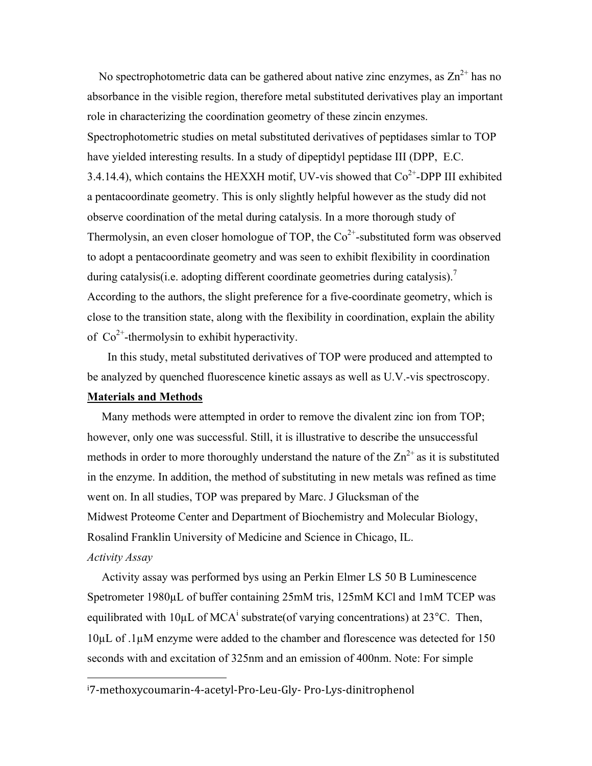No spectrophotometric data can be gathered about native zinc enzymes, as $Zn^{2+}$ has no absorbance in the visible region, therefore metal substituted derivatives play an important role in characterizing the coordination geometry of these zincin enzymes. Spectrophotometric studies on metal substituted derivatives of peptidases simlar to TOP have yielded interesting results. In a study of dipeptidyl peptidase III (DPP, E.C. 3.4.14.4), which contains the HEXXH motif, UV-vis showed that $Co^{2+}$-DPP III exhibited a pentacoordinate geometry. This is only slightly helpful however as the study did not observe coordination of the metal during catalysis. In a more thorough study of Thermolysin, an even closer homologue of TOP, the $Co^{2+}$-substituted form was observed to adopt a pentacoordinate geometry and was seen to exhibit flexibility in coordination during catalysis(i.e. adopting different coordinate geometries during catalysis).[7] According to the authors, the slight preference for a five-coordinate geometry, which is close to the transition state, along with the flexibility in coordination, explain the ability of $Co^{2+}$-thermolysin to exhibit hyperactivity.

In this study, metal substituted derivatives of TOP were produced and attempted to be analyzed by quenched fluorescence kinetic assays as well as U.V.-vis spectroscopy.

## Materials and Methods

Many methods were attempted in order to remove the divalent zinc ion from TOP; however, only one was successful. Still, it is illustrative to describe the unsuccessful methods in order to more thoroughly understand the nature of the $Zn^{2+}$ as it is substituted in the enzyme. In addition, the method of substituting in new metals was refined as time went on. In all studies, TOP was prepared by Marc. J Glucksman of the Midwest Proteome Center and Department of Biochemistry and Molecular Biology, Rosalind Franklin University of Medicine and Science in Chicago, IL.

*Activity Assay*

Activity assay was performed bys using an Perkin Elmer LS 50 B Luminescence Spetrometer 1980μL of buffer containing 25mM tris, 125mM KCl and 1mM TCEP was equilibrated with 10μL of MCA[i] substrate(of varying concentrations) at 23°C. Then, 10μL of .1μM enzyme were added to the chamber and florescence was detected for 150 seconds with and excitation of 325nm and an emission of 400nm. Note: For simple

[i] 7-methoxycoumarin-4-acetyl-Pro-Leu-Gly- Pro-Lys-dinitrophenol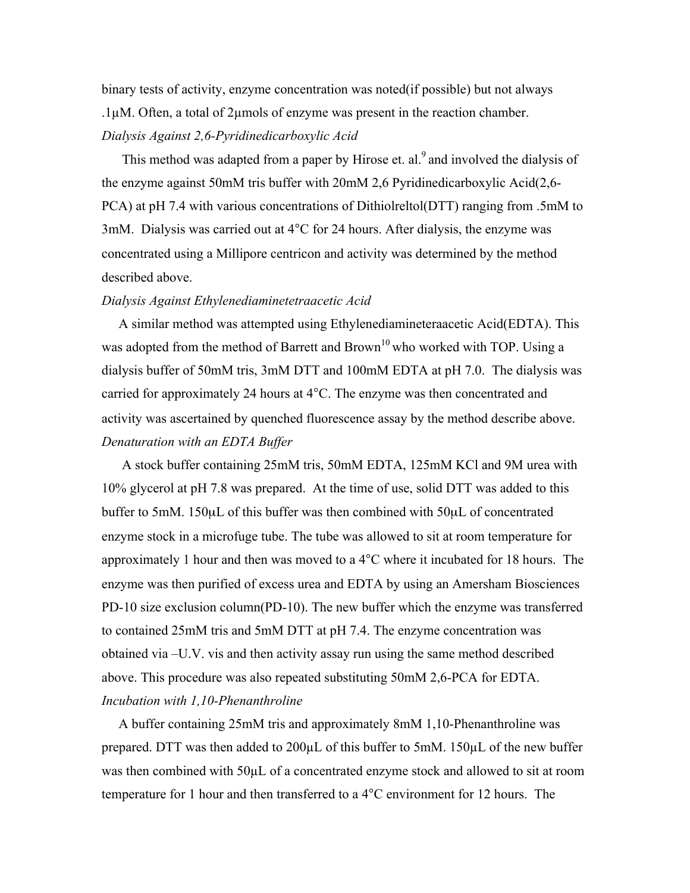binary tests of activity, enzyme concentration was noted(if possible) but not always .1μM. Often, a total of 2μmols of enzyme was present in the reaction chamber.

*Dialysis Against 2,6-Pyridinedicarboxylic Acid*

This method was adapted from a paper by Hirose et. al.[9] and involved the dialysis of the enzyme against 50mM tris buffer with 20mM 2,6 Pyridinedicarboxylic Acid(2,6-PCA) at pH 7.4 with various concentrations of Dithiolreltol(DTT) ranging from .5mM to 3mM. Dialysis was carried out at 4°C for 24 hours. After dialysis, the enzyme was concentrated using a Millipore centricon and activity was determined by the method described above.

*Dialysis Against Ethylenediaminetetraacetic Acid*

A similar method was attempted using Ethylenediamineteraacetic Acid(EDTA). This was adopted from the method of Barrett and Brown[10] who worked with TOP. Using a dialysis buffer of 50mM tris, 3mM DTT and 100mM EDTA at pH 7.0. The dialysis was carried for approximately 24 hours at 4°C. The enzyme was then concentrated and activity was ascertained by quenched fluorescence assay by the method describe above.

*Denaturation with an EDTA Buffer*

A stock buffer containing 25mM tris, 50mM EDTA, 125mM KCl and 9M urea with 10% glycerol at pH 7.8 was prepared. At the time of use, solid DTT was added to this buffer to 5mM. 150μL of this buffer was then combined with 50μL of concentrated enzyme stock in a microfuge tube. The tube was allowed to sit at room temperature for approximately 1 hour and then was moved to a 4°C where it incubated for 18 hours. The enzyme was then purified of excess urea and EDTA by using an Amersham Biosciences PD-10 size exclusion column(PD-10). The new buffer which the enzyme was transferred to contained 25mM tris and 5mM DTT at pH 7.4. The enzyme concentration was obtained via –U.V. vis and then activity assay run using the same method described above. This procedure was also repeated substituting 50mM 2,6-PCA for EDTA.

*Incubation with 1,10-Phenanthroline*

A buffer containing 25mM tris and approximately 8mM 1,10-Phenanthroline was prepared. DTT was then added to 200μL of this buffer to 5mM. 150μL of the new buffer was then combined with 50μL of a concentrated enzyme stock and allowed to sit at room temperature for 1 hour and then transferred to a 4°C environment for 12 hours. The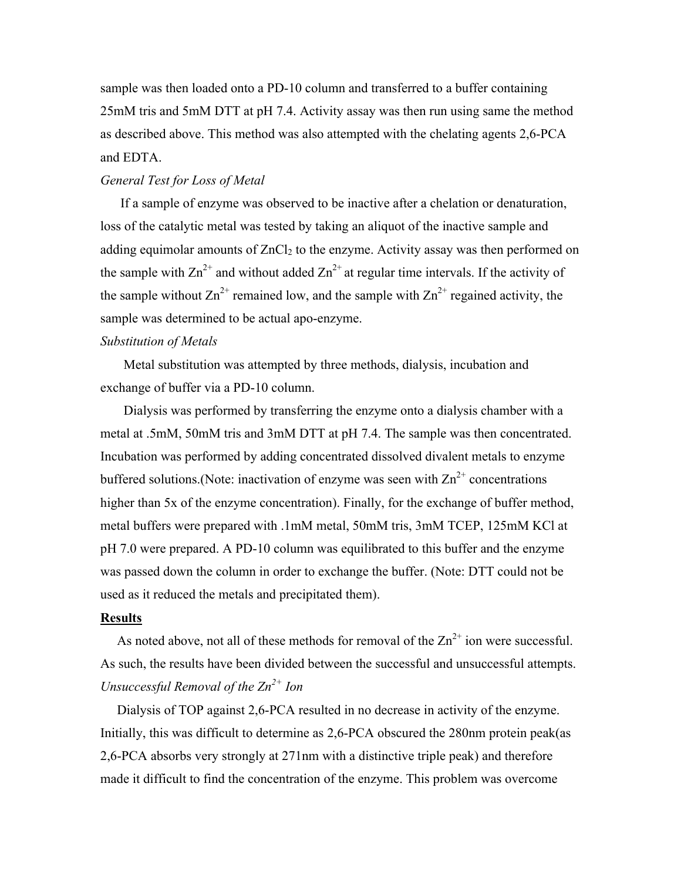sample was then loaded onto a PD-10 column and transferred to a buffer containing 25mM tris and 5mM DTT at pH 7.4. Activity assay was then run using same the method as described above. This method was also attempted with the chelating agents 2,6-PCA and EDTA.

*General Test for Loss of Metal*

If a sample of enzyme was observed to be inactive after a chelation or denaturation, loss of the catalytic metal was tested by taking an aliquot of the inactive sample and adding equimolar amounts of $ZnCl_2$ to the enzyme. Activity assay was then performed on the sample with $Zn^{2+}$ and without added $Zn^{2+}$ at regular time intervals. If the activity of the sample without $Zn^{2+}$ remained low, and the sample with $Zn^{2+}$ regained activity, the sample was determined to be actual apo-enzyme.

*Substitution of Metals*

Metal substitution was attempted by three methods, dialysis, incubation and exchange of buffer via a PD-10 column.

Dialysis was performed by transferring the enzyme onto a dialysis chamber with a metal at .5mM, 50mM tris and 3mM DTT at pH 7.4. The sample was then concentrated. Incubation was performed by adding concentrated dissolved divalent metals to enzyme buffered solutions.(Note: inactivation of enzyme was seen with $Zn^{2+}$ concentrations higher than 5x of the enzyme concentration). Finally, for the exchange of buffer method, metal buffers were prepared with .1mM metal, 50mM tris, 3mM TCEP, 125mM KCl at pH 7.0 were prepared. A PD-10 column was equilibrated to this buffer and the enzyme was passed down the column in order to exchange the buffer. (Note: DTT could not be used as it reduced the metals and precipitated them).

## Results

As noted above, not all of these methods for removal of the $Zn^{2+}$ ion were successful. As such, the results have been divided between the successful and unsuccessful attempts.

*Unsuccessful Removal of the $Zn^{2+}$ Ion*

Dialysis of TOP against 2,6-PCA resulted in no decrease in activity of the enzyme. Initially, this was difficult to determine as 2,6-PCA obscured the 280nm protein peak(as 2,6-PCA absorbs very strongly at 271nm with a distinctive triple peak) and therefore made it difficult to find the concentration of the enzyme. This problem was overcome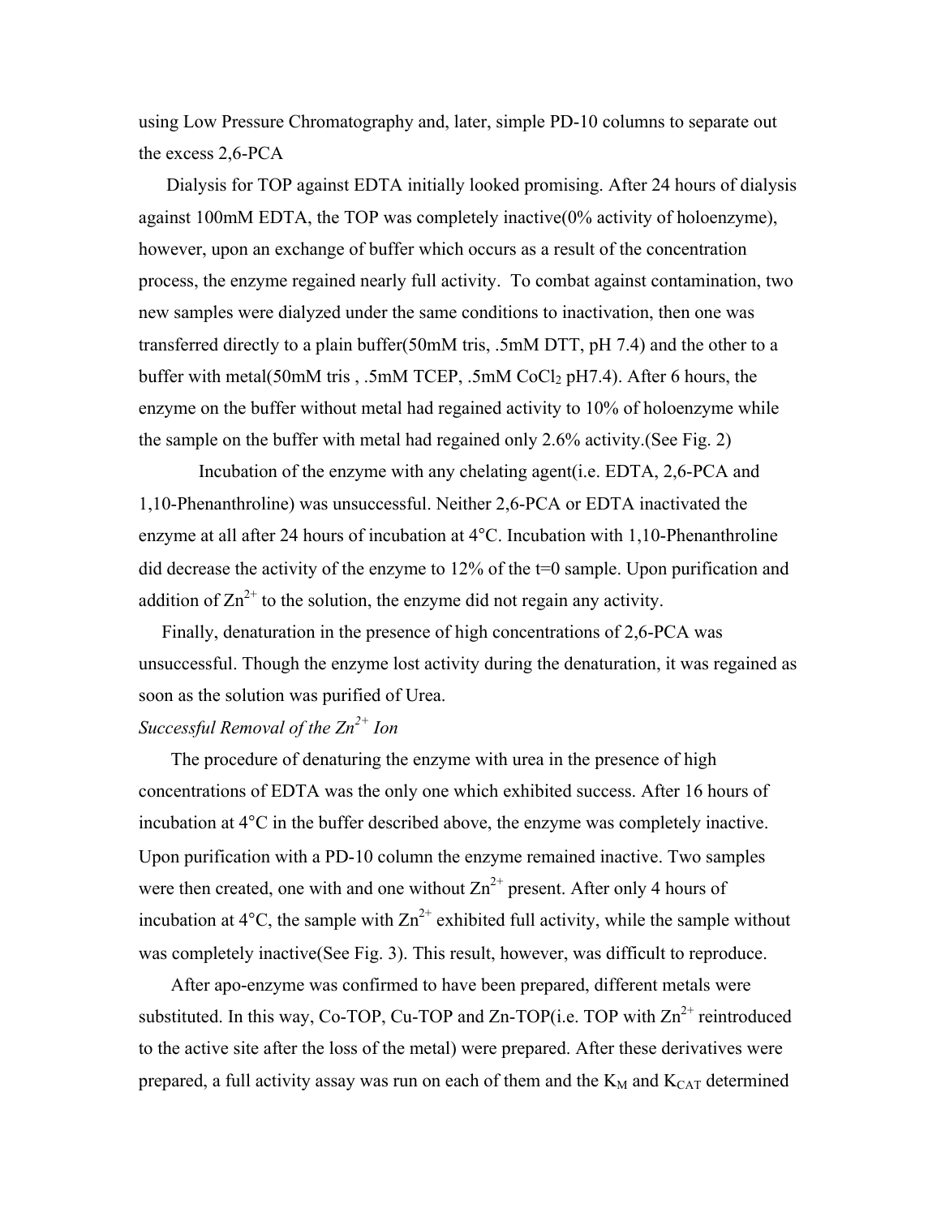using Low Pressure Chromatography and, later, simple PD-10 columns to separate out the excess 2,6-PCA

Dialysis for TOP against EDTA initially looked promising. After 24 hours of dialysis against 100mM EDTA, the TOP was completely inactive(0% activity of holoenzyme), however, upon an exchange of buffer which occurs as a result of the concentration process, the enzyme regained nearly full activity. To combat against contamination, two new samples were dialyzed under the same conditions to inactivation, then one was transferred directly to a plain buffer(50mM tris, .5mM DTT, pH 7.4) and the other to a buffer with metal(50mM tris , .5mM TCEP, .5mM $CoCl_2$ pH7.4). After 6 hours, the enzyme on the buffer without metal had regained activity to 10% of holoenzyme while the sample on the buffer with metal had regained only 2.6% activity.(See Fig. 2)

Incubation of the enzyme with any chelating agent(i.e. EDTA, 2,6-PCA and 1,10-Phenanthroline) was unsuccessful. Neither 2,6-PCA or EDTA inactivated the enzyme at all after 24 hours of incubation at 4°C. Incubation with 1,10-Phenanthroline did decrease the activity of the enzyme to 12% of the t=0 sample. Upon purification and addition of $Zn^{2+}$ to the solution, the enzyme did not regain any activity.

Finally, denaturation in the presence of high concentrations of 2,6-PCA was unsuccessful. Though the enzyme lost activity during the denaturation, it was regained as soon as the solution was purified of Urea.

*Successful Removal of the $Zn^{2+}$ Ion*

The procedure of denaturing the enzyme with urea in the presence of high concentrations of EDTA was the only one which exhibited success. After 16 hours of incubation at 4°C in the buffer described above, the enzyme was completely inactive. Upon purification with a PD-10 column the enzyme remained inactive. Two samples were then created, one with and one without $Zn^{2+}$ present. After only 4 hours of incubation at 4°C, the sample with $Zn^{2+}$ exhibited full activity, while the sample without was completely inactive(See Fig. 3). This result, however, was difficult to reproduce.

After apo-enzyme was confirmed to have been prepared, different metals were substituted. In this way, Co-TOP, Cu-TOP and Zn-TOP(i.e. TOP with $Zn^{2+}$ reintroduced to the active site after the loss of the metal) were prepared. After these derivatives were prepared, a full activity assay was run on each of them and the $K_M$ and $K_{CAT}$ determined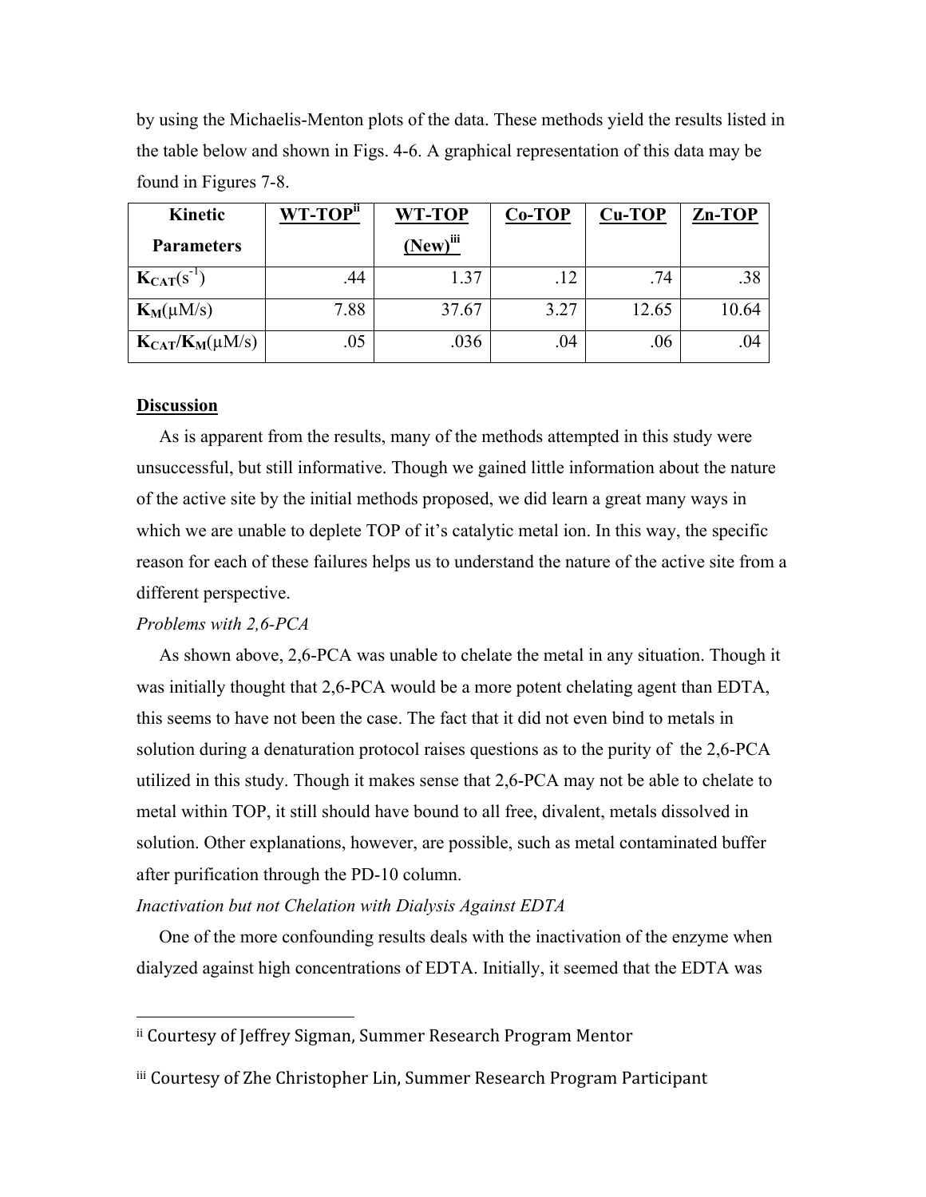by using the Michaelis-Menton plots of the data. These methods yield the results listed in the table below and shown in Figs. 4-6. A graphical representation of this data may be found in Figures 7-8.

| **Kinetic Parameters** | **WT-TOP**[ii] | **WT-TOP (New)**[iii] | **Co-TOP** | **Cu-TOP** | **Zn-TOP** |
|---|---|---|---|---|---|
| $\mathbf{K_{CAT}}$($s^{-1}$) | .44 | 1.37 | .12 | .74 | .38 |
| $\mathbf{K_{M}}$($\mu$M/s) | 7.88 | 37.67 | 3.27 | 12.65 | 10.64 |
| $\mathbf{K_{CAT}/K_{M}}$($\mu$M/s) | .05 | .036 | .04 | .06 | .04 |

## Discussion

As is apparent from the results, many of the methods attempted in this study were unsuccessful, but still informative. Though we gained little information about the nature of the active site by the initial methods proposed, we did learn a great many ways in which we are unable to deplete TOP of it's catalytic metal ion. In this way, the specific reason for each of these failures helps us to understand the nature of the active site from a different perspective.

*Problems with 2,6-PCA*

As shown above, 2,6-PCA was unable to chelate the metal in any situation. Though it was initially thought that 2,6-PCA would be a more potent chelating agent than EDTA, this seems to have not been the case. The fact that it did not even bind to metals in solution during a denaturation protocol raises questions as to the purity of the 2,6-PCA utilized in this study. Though it makes sense that 2,6-PCA may not be able to chelate to metal within TOP, it still should have bound to all free, divalent, metals dissolved in solution. Other explanations, however, are possible, such as metal contaminated buffer after purification through the PD-10 column.

*Inactivation but not Chelation with Dialysis Against EDTA*

One of the more confounding results deals with the inactivation of the enzyme when dialyzed against high concentrations of EDTA. Initially, it seemed that the EDTA was

---

[ii] Courtesy of Jeffrey Sigman, Summer Research Program Mentor

[iii] Courtesy of Zhe Christopher Lin, Summer Research Program Participant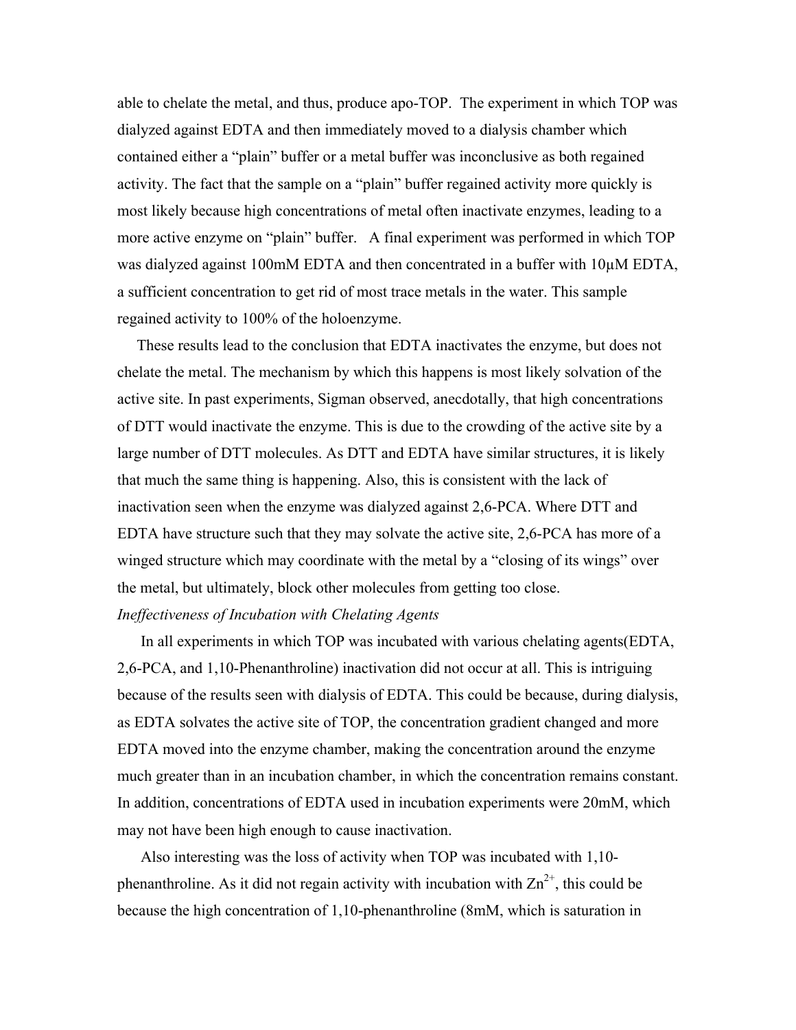able to chelate the metal, and thus, produce apo-TOP. The experiment in which TOP was dialyzed against EDTA and then immediately moved to a dialysis chamber which contained either a "plain" buffer or a metal buffer was inconclusive as both regained activity. The fact that the sample on a "plain" buffer regained activity more quickly is most likely because high concentrations of metal often inactivate enzymes, leading to a more active enzyme on "plain" buffer. A final experiment was performed in which TOP was dialyzed against 100mM EDTA and then concentrated in a buffer with 10μM EDTA, a sufficient concentration to get rid of most trace metals in the water. This sample regained activity to 100% of the holoenzyme.

These results lead to the conclusion that EDTA inactivates the enzyme, but does not chelate the metal. The mechanism by which this happens is most likely solvation of the active site. In past experiments, Sigman observed, anecdotally, that high concentrations of DTT would inactivate the enzyme. This is due to the crowding of the active site by a large number of DTT molecules. As DTT and EDTA have similar structures, it is likely that much the same thing is happening. Also, this is consistent with the lack of inactivation seen when the enzyme was dialyzed against 2,6-PCA. Where DTT and EDTA have structure such that they may solvate the active site, 2,6-PCA has more of a winged structure which may coordinate with the metal by a "closing of its wings" over the metal, but ultimately, block other molecules from getting too close.

*Ineffectiveness of Incubation with Chelating Agents*

In all experiments in which TOP was incubated with various chelating agents(EDTA, 2,6-PCA, and 1,10-Phenanthroline) inactivation did not occur at all. This is intriguing because of the results seen with dialysis of EDTA. This could be because, during dialysis, as EDTA solvates the active site of TOP, the concentration gradient changed and more EDTA moved into the enzyme chamber, making the concentration around the enzyme much greater than in an incubation chamber, in which the concentration remains constant. In addition, concentrations of EDTA used in incubation experiments were 20mM, which may not have been high enough to cause inactivation.

Also interesting was the loss of activity when TOP was incubated with 1,10-phenanthroline. As it did not regain activity with incubation with $Zn^{2+}$, this could be because the high concentration of 1,10-phenanthroline (8mM, which is saturation in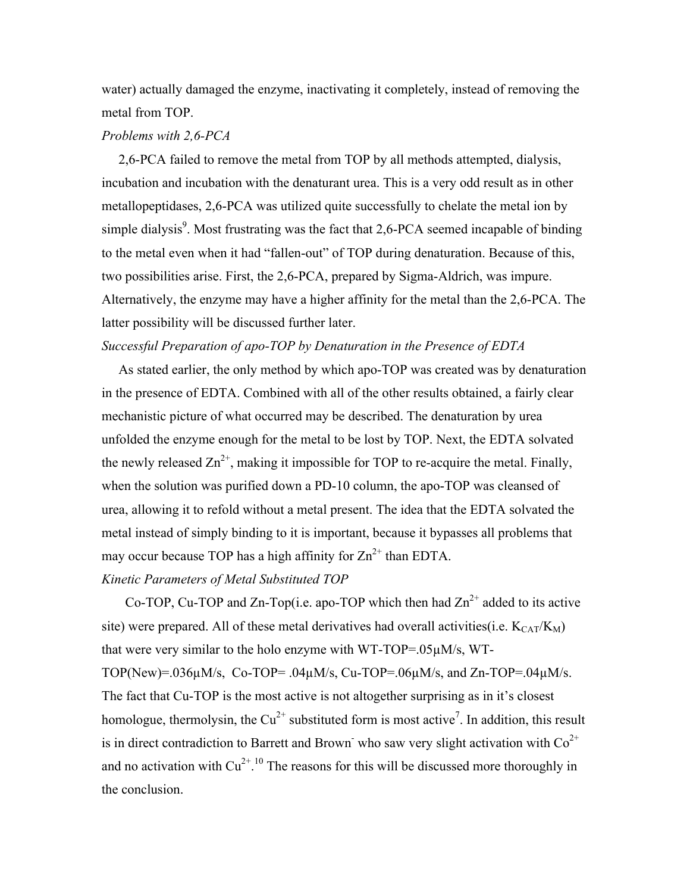water) actually damaged the enzyme, inactivating it completely, instead of removing the metal from TOP.

*Problems with 2,6-PCA*

2,6-PCA failed to remove the metal from TOP by all methods attempted, dialysis, incubation and incubation with the denaturant urea. This is a very odd result as in other metallopeptidases, 2,6-PCA was utilized quite successfully to chelate the metal ion by simple dialysis[9]. Most frustrating was the fact that 2,6-PCA seemed incapable of binding to the metal even when it had "fallen-out" of TOP during denaturation. Because of this, two possibilities arise. First, the 2,6-PCA, prepared by Sigma-Aldrich, was impure. Alternatively, the enzyme may have a higher affinity for the metal than the 2,6-PCA. The latter possibility will be discussed further later.

*Successful Preparation of apo-TOP by Denaturation in the Presence of EDTA*

As stated earlier, the only method by which apo-TOP was created was by denaturation in the presence of EDTA. Combined with all of the other results obtained, a fairly clear mechanistic picture of what occurred may be described. The denaturation by urea unfolded the enzyme enough for the metal to be lost by TOP. Next, the EDTA solvated the newly released $Zn^{2+}$, making it impossible for TOP to re-acquire the metal. Finally, when the solution was purified down a PD-10 column, the apo-TOP was cleansed of urea, allowing it to refold without a metal present. The idea that the EDTA solvated the metal instead of simply binding to it is important, because it bypasses all problems that may occur because TOP has a high affinity for $Zn^{2+}$ than EDTA.

*Kinetic Parameters of Metal Substituted TOP*

Co-TOP, Cu-TOP and Zn-Top(i.e. apo-TOP which then had $Zn^{2+}$ added to its active site) were prepared. All of these metal derivatives had overall activities(i.e. $K_{CAT}/K_M$) that were very similar to the holo enzyme with WT-TOP=.05μM/s, WT-TOP(New)=.036μM/s, Co-TOP= .04μM/s, Cu-TOP=.06μM/s, and Zn-TOP=.04μM/s. The fact that Cu-TOP is the most active is not altogether surprising as in it's closest homologue, thermolysin, the $Cu^{2+}$ substituted form is most active[7]. In addition, this result is in direct contradiction to Barrett and Brown[-] who saw very slight activation with $Co^{2+}$ and no activation with $Cu^{2+}$.[10] The reasons for this will be discussed more thoroughly in the conclusion.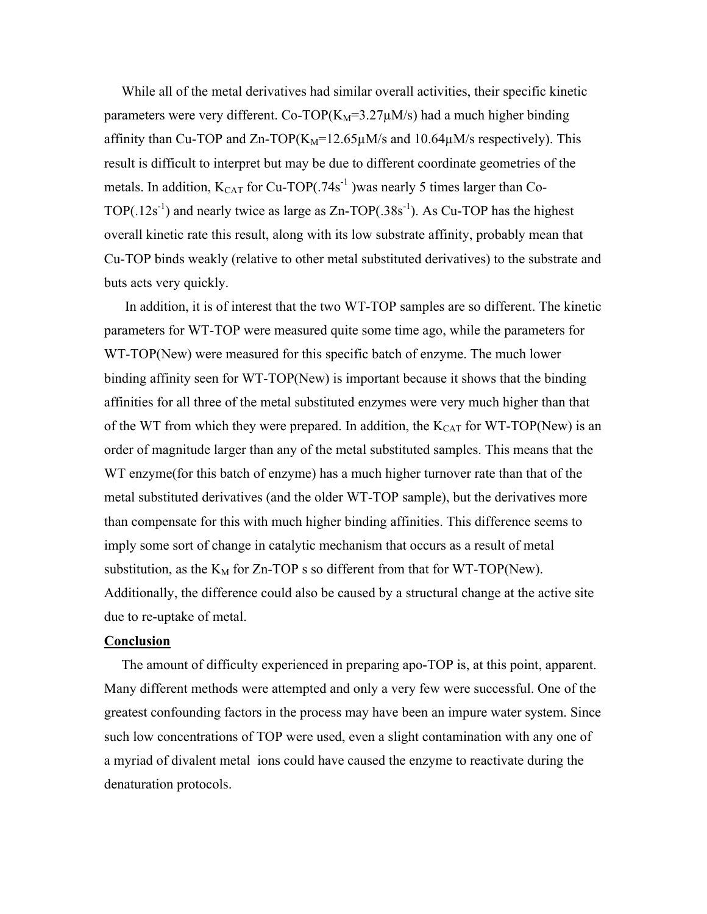While all of the metal derivatives had similar overall activities, their specific kinetic parameters were very different. Co-TOP($K_M$=3.27μM/s) had a much higher binding affinity than Cu-TOP and Zn-TOP($K_M$=12.65μM/s and 10.64μM/s respectively). This result is difficult to interpret but may be due to different coordinate geometries of the metals. In addition, $K_{CAT}$ for Cu-TOP(.74$s^{-1}$ )was nearly 5 times larger than Co-TOP(.12$s^{-1}$) and nearly twice as large as Zn-TOP(.38$s^{-1}$). As Cu-TOP has the highest overall kinetic rate this result, along with its low substrate affinity, probably mean that Cu-TOP binds weakly (relative to other metal substituted derivatives) to the substrate and buts acts very quickly.

In addition, it is of interest that the two WT-TOP samples are so different. The kinetic parameters for WT-TOP were measured quite some time ago, while the parameters for WT-TOP(New) were measured for this specific batch of enzyme. The much lower binding affinity seen for WT-TOP(New) is important because it shows that the binding affinities for all three of the metal substituted enzymes were very much higher than that of the WT from which they were prepared. In addition, the $K_{CAT}$ for WT-TOP(New) is an order of magnitude larger than any of the metal substituted samples. This means that the WT enzyme(for this batch of enzyme) has a much higher turnover rate than that of the metal substituted derivatives (and the older WT-TOP sample), but the derivatives more than compensate for this with much higher binding affinities. This difference seems to imply some sort of change in catalytic mechanism that occurs as a result of metal substitution, as the $K_M$ for Zn-TOP s so different from that for WT-TOP(New). Additionally, the difference could also be caused by a structural change at the active site due to re-uptake of metal.

**Conclusion**

The amount of difficulty experienced in preparing apo-TOP is, at this point, apparent. Many different methods were attempted and only a very few were successful. One of the greatest confounding factors in the process may have been an impure water system. Since such low concentrations of TOP were used, even a slight contamination with any one of a myriad of divalent metal ions could have caused the enzyme to reactivate during the denaturation protocols.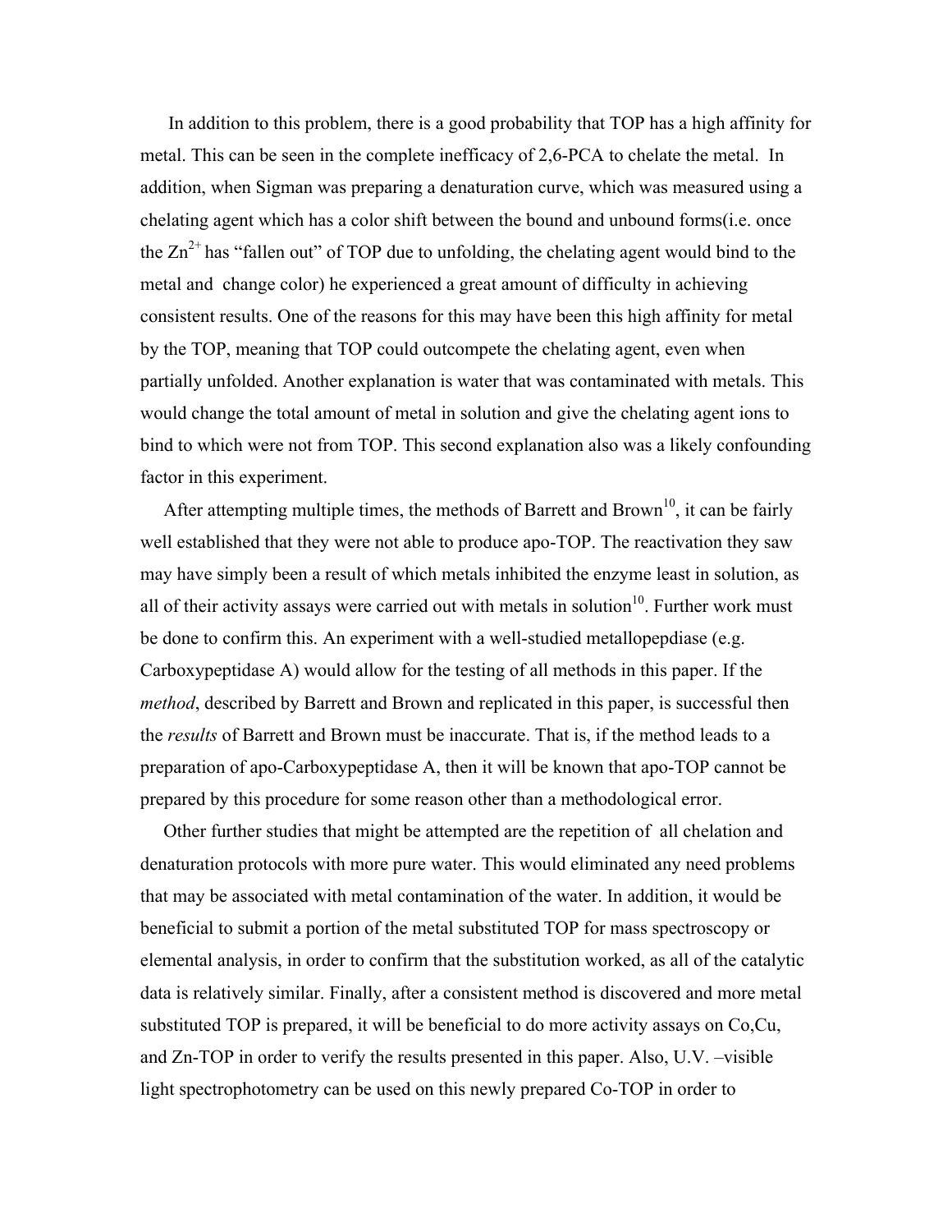In addition to this problem, there is a good probability that TOP has a high affinity for metal. This can be seen in the complete inefficacy of 2,6-PCA to chelate the metal. In addition, when Sigman was preparing a denaturation curve, which was measured using a chelating agent which has a color shift between the bound and unbound forms(i.e. once the $Zn^{2+}$ has "fallen out" of TOP due to unfolding, the chelating agent would bind to the metal and change color) he experienced a great amount of difficulty in achieving consistent results. One of the reasons for this may have been this high affinity for metal by the TOP, meaning that TOP could outcompete the chelating agent, even when partially unfolded. Another explanation is water that was contaminated with metals. This would change the total amount of metal in solution and give the chelating agent ions to bind to which were not from TOP. This second explanation also was a likely confounding factor in this experiment.

After attempting multiple times, the methods of Barrett and Brown[10], it can be fairly well established that they were not able to produce apo-TOP. The reactivation they saw may have simply been a result of which metals inhibited the enzyme least in solution, as all of their activity assays were carried out with metals in solution[10]. Further work must be done to confirm this. An experiment with a well-studied metallopepdiase (e.g. Carboxypeptidase A) would allow for the testing of all methods in this paper. If the *method*, described by Barrett and Brown and replicated in this paper, is successful then the *results* of Barrett and Brown must be inaccurate. That is, if the method leads to a preparation of apo-Carboxypeptidase A, then it will be known that apo-TOP cannot be prepared by this procedure for some reason other than a methodological error.

Other further studies that might be attempted are the repetition of all chelation and denaturation protocols with more pure water. This would eliminated any need problems that may be associated with metal contamination of the water. In addition, it would be beneficial to submit a portion of the metal substituted TOP for mass spectroscopy or elemental analysis, in order to confirm that the substitution worked, as all of the catalytic data is relatively similar. Finally, after a consistent method is discovered and more metal substituted TOP is prepared, it will be beneficial to do more activity assays on Co,Cu, and Zn-TOP in order to verify the results presented in this paper. Also, U.V. –visible light spectrophotometry can be used on this newly prepared Co-TOP in order to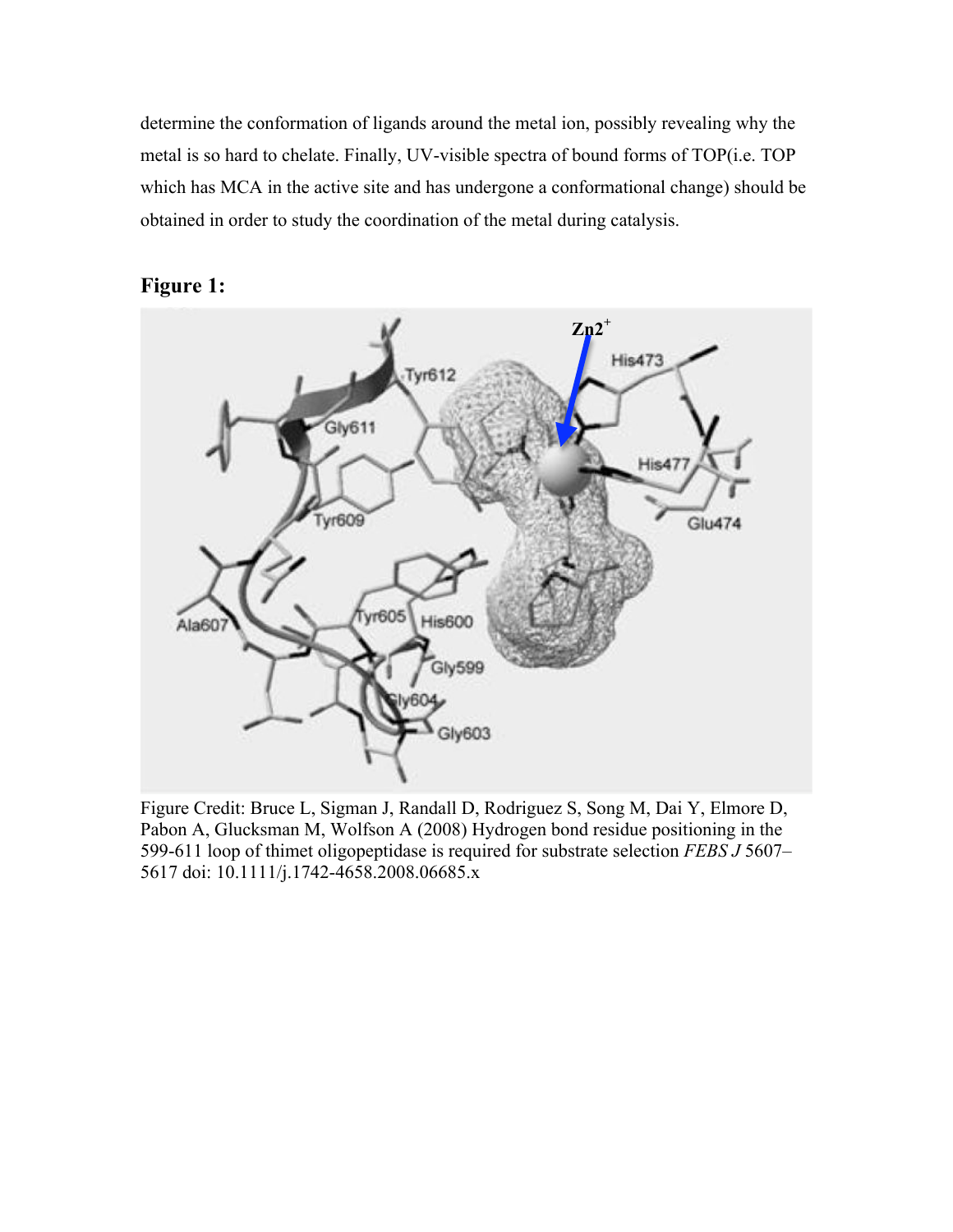determine the conformation of ligands around the metal ion, possibly revealing why the metal is so hard to chelate. Finally, UV-visible spectra of bound forms of TOP(i.e. TOP which has MCA in the active site and has undergone a conformational change) should be obtained in order to study the coordination of the metal during catalysis.

## Figure 1:

Figure Credit: Bruce L, Sigman J, Randall D, Rodriguez S, Song M, Dai Y, Elmore D, Pabon A, Glucksman M, Wolfson A (2008) Hydrogen bond residue positioning in the 599-611 loop of thimet oligopeptidase is required for substrate selection *FEBS J* 5607–5617 doi: 10.1111/j.1742-4658.2008.06685.x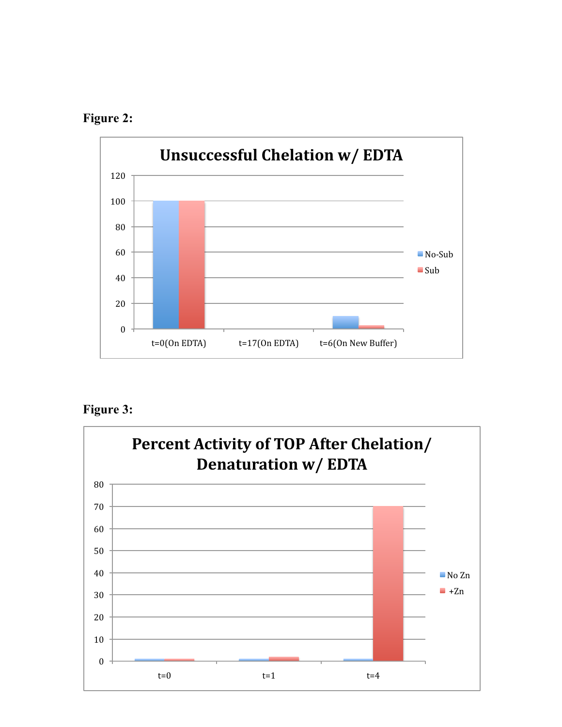**Figure 2:**

**Unsuccessful Chelation w/ EDTA**

**Figure 3:**

**Percent Activity of TOP After Chelation/ Denaturation w/ EDTA**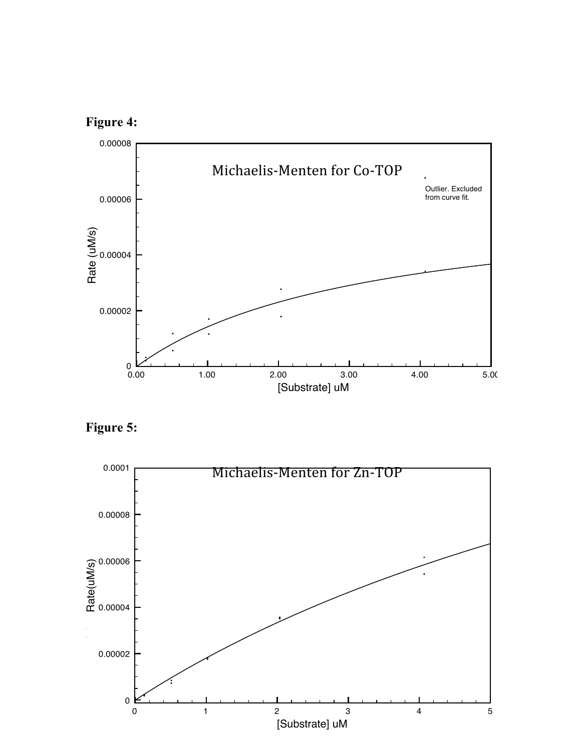**Figure 4:**

Michaelis-Menten for Co-TOP

Outlier. Excluded from curve fit.

Rate (uM/s)

[Substrate] uM

**Figure 5:**

Michaelis-Menten for Zn-TOP

Rate(uM/s)

[Substrate] uM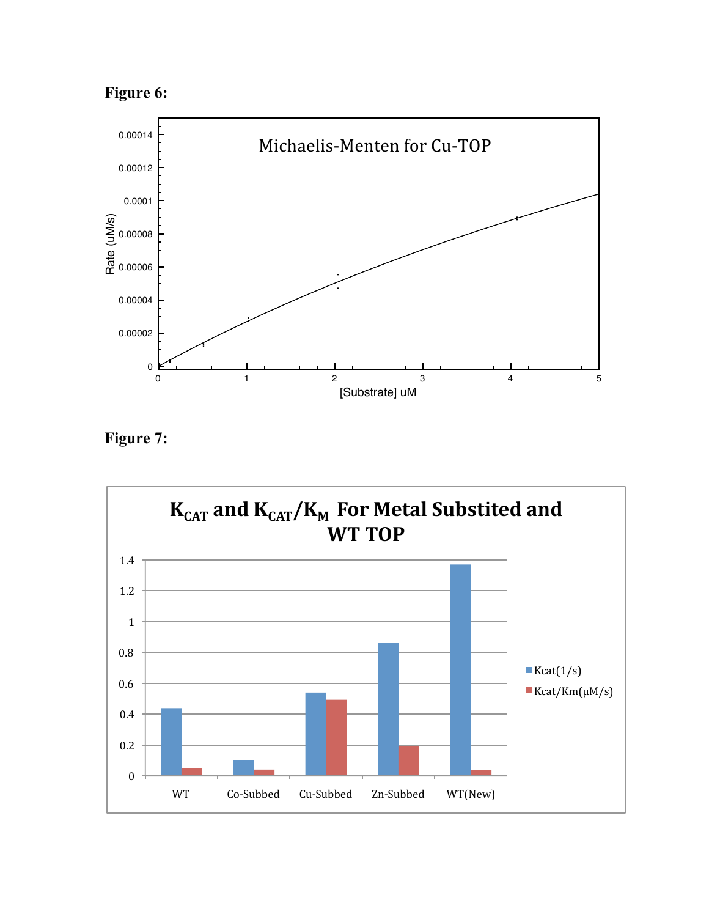**Figure 6:**

**Figure 7:**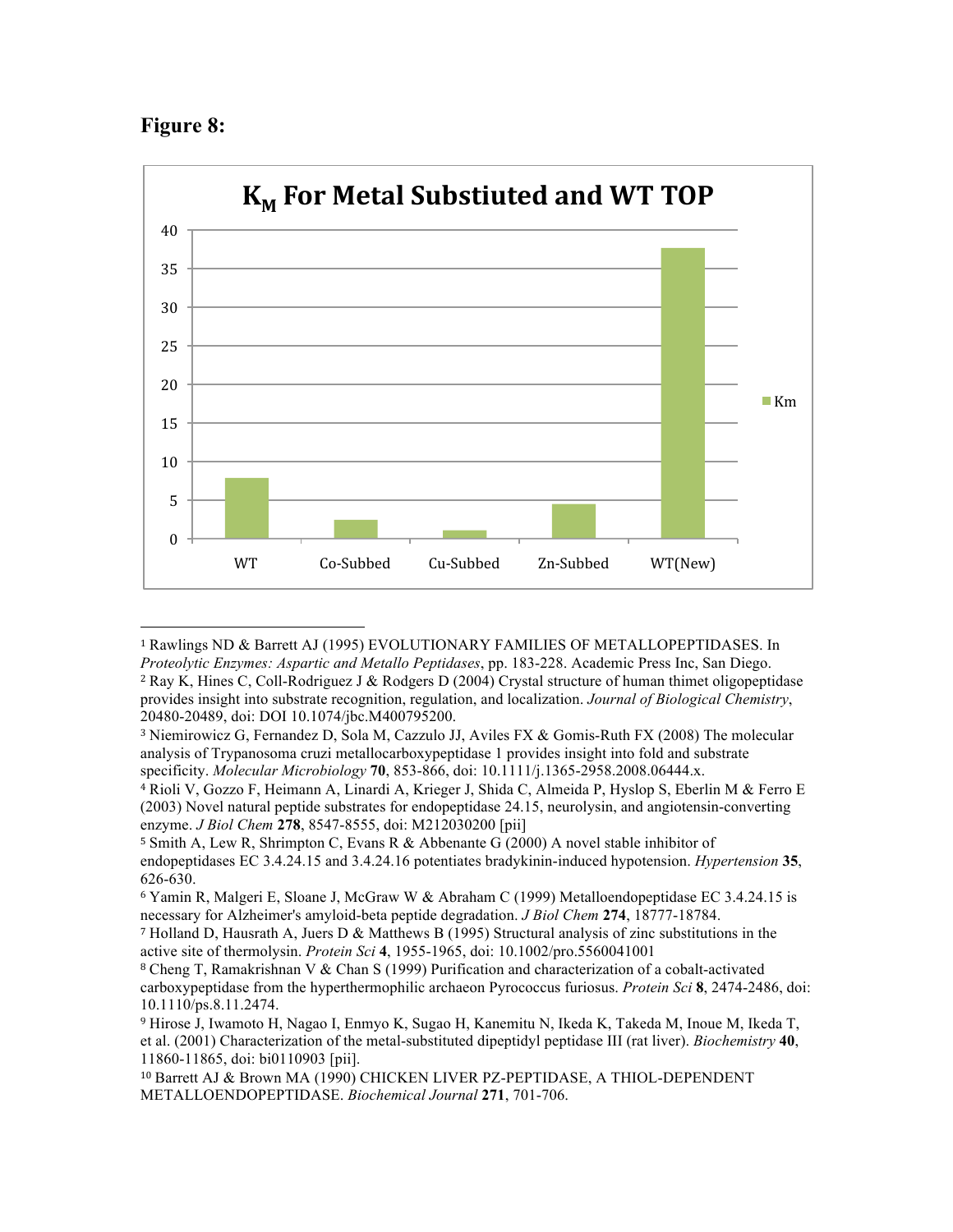**Figure 8:**

$K_M$ For Metal Substiuted and WT TOP

40
35
30
25
20
15
10
5
0

WT
Co-Subbed
Cu-Subbed
Zn-Subbed
WT(New)

Km

---

[1] Rawlings ND & Barrett AJ (1995) EVOLUTIONARY FAMILIES OF METALLOPEPTIDASES. In *Proteolytic Enzymes: Aspartic and Metallo Peptidases*, pp. 183-228. Academic Press Inc, San Diego.

[2] Ray K, Hines C, Coll-Rodriguez J & Rodgers D (2004) Crystal structure of human thimet oligopeptidase provides insight into substrate recognition, regulation, and localization. *Journal of Biological Chemistry*, 20480-20489, doi: DOI 10.1074/jbc.M400795200.

[3] Niemirowicz G, Fernandez D, Sola M, Cazzulo JJ, Aviles FX & Gomis-Ruth FX (2008) The molecular analysis of Trypanosoma cruzi metallocarboxypeptidase 1 provides insight into fold and substrate specificity. *Molecular Microbiology* **70**, 853-866, doi: 10.1111/j.1365-2958.2008.06444.x.

[4] Rioli V, Gozzo F, Heimann A, Linardi A, Krieger J, Shida C, Almeida P, Hyslop S, Eberlin M & Ferro E (2003) Novel natural peptide substrates for endopeptidase 24.15, neurolysin, and angiotensin-converting enzyme. *J Biol Chem* **278**, 8547-8555, doi: M212030200 [pii]

[5] Smith A, Lew R, Shrimpton C, Evans R & Abbenante G (2000) A novel stable inhibitor of endopeptidases EC 3.4.24.15 and 3.4.24.16 potentiates bradykinin-induced hypotension. *Hypertension* **35**, 626-630.

[6] Yamin R, Malgeri E, Sloane J, McGraw W & Abraham C (1999) Metalloendopeptidase EC 3.4.24.15 is necessary for Alzheimer's amyloid-beta peptide degradation. *J Biol Chem* **274**, 18777-18784.

[7] Holland D, Hausrath A, Juers D & Matthews B (1995) Structural analysis of zinc substitutions in the active site of thermolysin. *Protein Sci* **4**, 1955-1965, doi: 10.1002/pro.5560041001

[8] Cheng T, Ramakrishnan V & Chan S (1999) Purification and characterization of a cobalt-activated carboxypeptidase from the hyperthermophilic archaeon Pyrococcus furiosus. *Protein Sci* **8**, 2474-2486, doi: 10.1110/ps.8.11.2474.

[9] Hirose J, Iwamoto H, Nagao I, Enmyo K, Sugao H, Kanemitu N, Ikeda K, Takeda M, Inoue M, Ikeda T, et al. (2001) Characterization of the metal-substituted dipeptidyl peptidase III (rat liver). *Biochemistry* **40**, 11860-11865, doi: bi0110903 [pii].

[10] Barrett AJ & Brown MA (1990) CHICKEN LIVER PZ-PEPTIDASE, A THIOL-DEPENDENT METALLOENDOPEPTIDASE. *Biochemical Journal* **271**, 701-706.